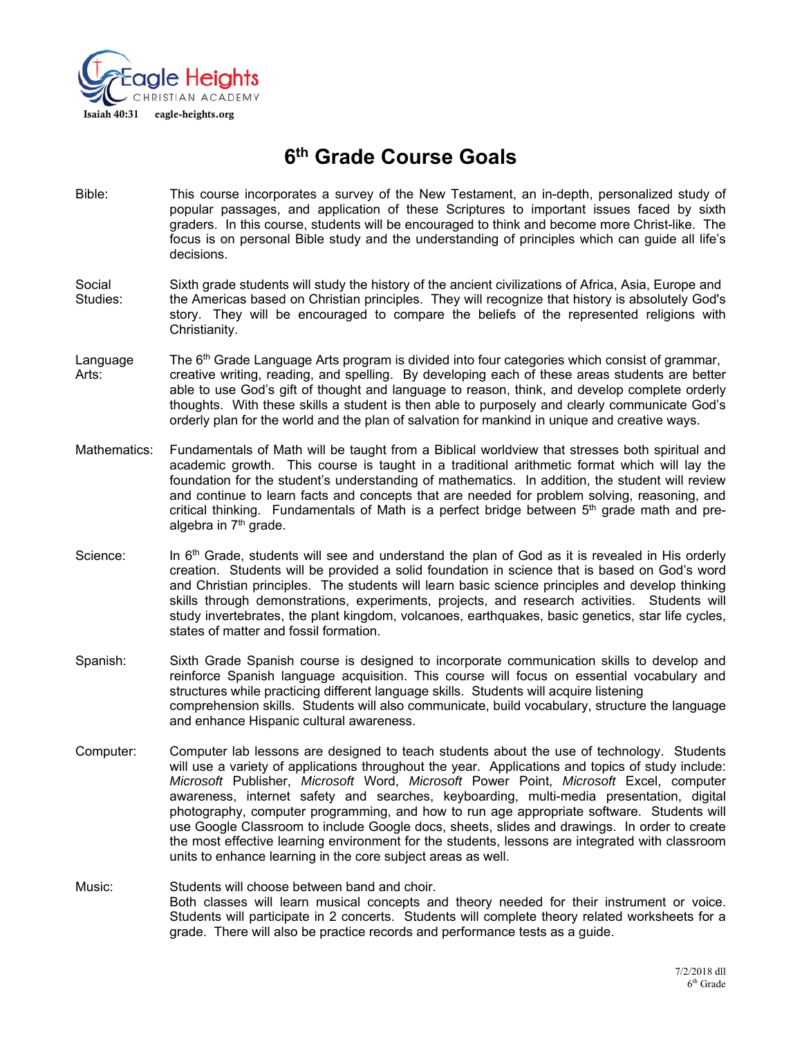Eagle Heights CHRISTIAN ACADEMY

Isaiah 40:31 eagle-heights.org

# 6th Grade Course Goals

Bible: This course incorporates a survey of the New Testament, an in-depth, personalized study of popular passages, and application of these Scriptures to important issues faced by sixth graders. In this course, students will be encouraged to think and become more Christ-like. The focus is on personal Bible study and the understanding of principles which can guide all life's decisions.

Social Studies: Sixth grade students will study the history of the ancient civilizations of Africa, Asia, Europe and the Americas based on Christian principles. They will recognize that history is absolutely God's story. They will be encouraged to compare the beliefs of the represented religions with Christianity.

Language Arts: The 6th Grade Language Arts program is divided into four categories which consist of grammar, creative writing, reading, and spelling. By developing each of these areas students are better able to use God's gift of thought and language to reason, think, and develop complete orderly thoughts. With these skills a student is then able to purposely and clearly communicate God's orderly plan for the world and the plan of salvation for mankind in unique and creative ways.

Mathematics: Fundamentals of Math will be taught from a Biblical worldview that stresses both spiritual and academic growth. This course is taught in a traditional arithmetic format which will lay the foundation for the student's understanding of mathematics. In addition, the student will review and continue to learn facts and concepts that are needed for problem solving, reasoning, and critical thinking. Fundamentals of Math is a perfect bridge between 5th grade math and pre-algebra in 7th grade.

Science: In 6th Grade, students will see and understand the plan of God as it is revealed in His orderly creation. Students will be provided a solid foundation in science that is based on God's word and Christian principles. The students will learn basic science principles and develop thinking skills through demonstrations, experiments, projects, and research activities. Students will study invertebrates, the plant kingdom, volcanoes, earthquakes, basic genetics, star life cycles, states of matter and fossil formation.

Spanish: Sixth Grade Spanish course is designed to incorporate communication skills to develop and reinforce Spanish language acquisition. This course will focus on essential vocabulary and structures while practicing different language skills. Students will acquire listening comprehension skills. Students will also communicate, build vocabulary, structure the language and enhance Hispanic cultural awareness.

Computer: Computer lab lessons are designed to teach students about the use of technology. Students will use a variety of applications throughout the year. Applications and topics of study include: *Microsoft* Publisher, *Microsoft* Word, *Microsoft* Power Point, *Microsoft* Excel, computer awareness, internet safety and searches, keyboarding, multi-media presentation, digital photography, computer programming, and how to run age appropriate software. Students will use Google Classroom to include Google docs, sheets, slides and drawings. In order to create the most effective learning environment for the students, lessons are integrated with classroom units to enhance learning in the core subject areas as well.

Music: Students will choose between band and choir.
Both classes will learn musical concepts and theory needed for their instrument or voice. Students will participate in 2 concerts. Students will complete theory related worksheets for a grade. There will also be practice records and performance tests as a guide.

7/2/2018 dll
6th Grade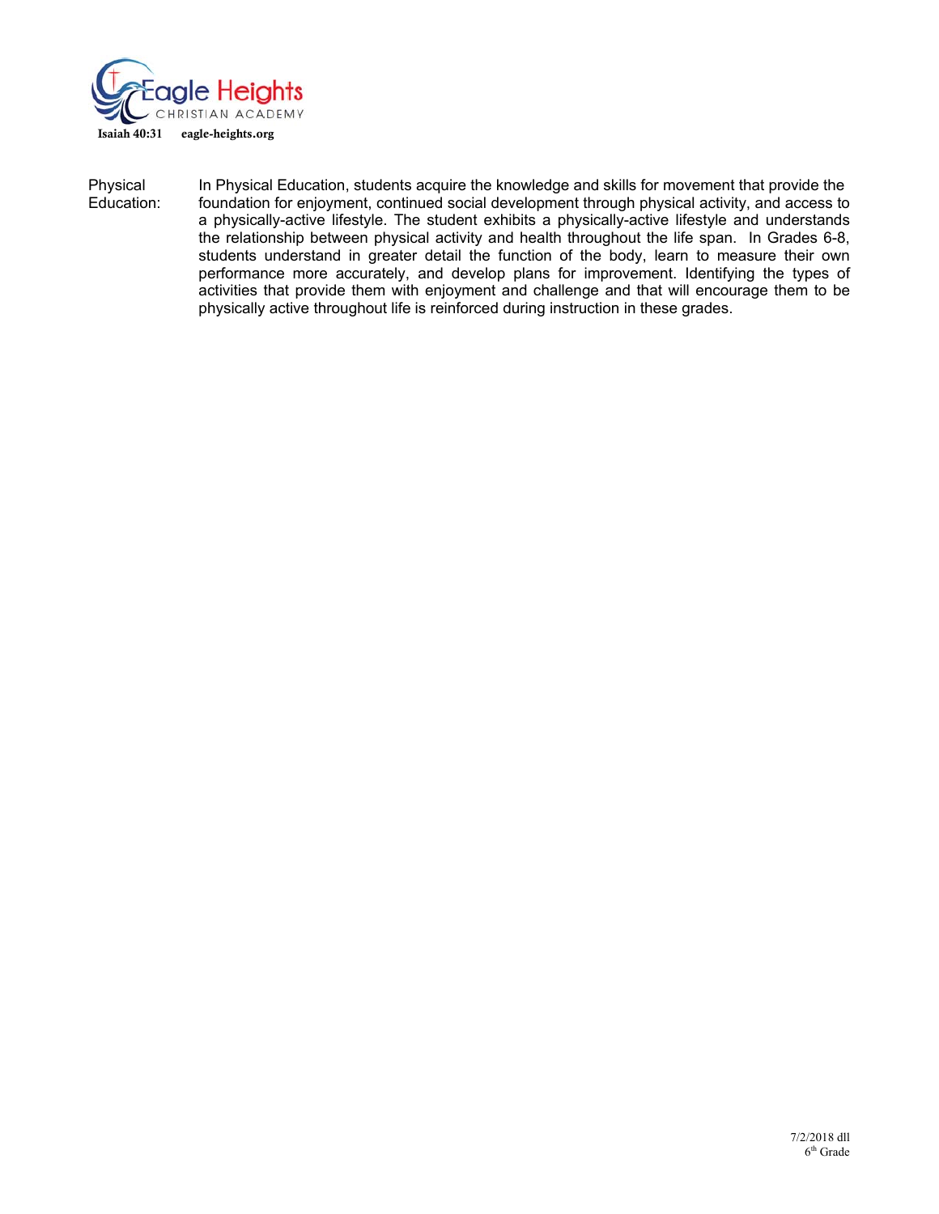Physical Education: In Physical Education, students acquire the knowledge and skills for movement that provide the foundation for enjoyment, continued social development through physical activity, and access to a physically-active lifestyle. The student exhibits a physically-active lifestyle and understands the relationship between physical activity and health throughout the life span. In Grades 6-8, students understand in greater detail the function of the body, learn to measure their own performance more accurately, and develop plans for improvement. Identifying the types of activities that provide them with enjoyment and challenge and that will encourage them to be physically active throughout life is reinforced during instruction in these grades.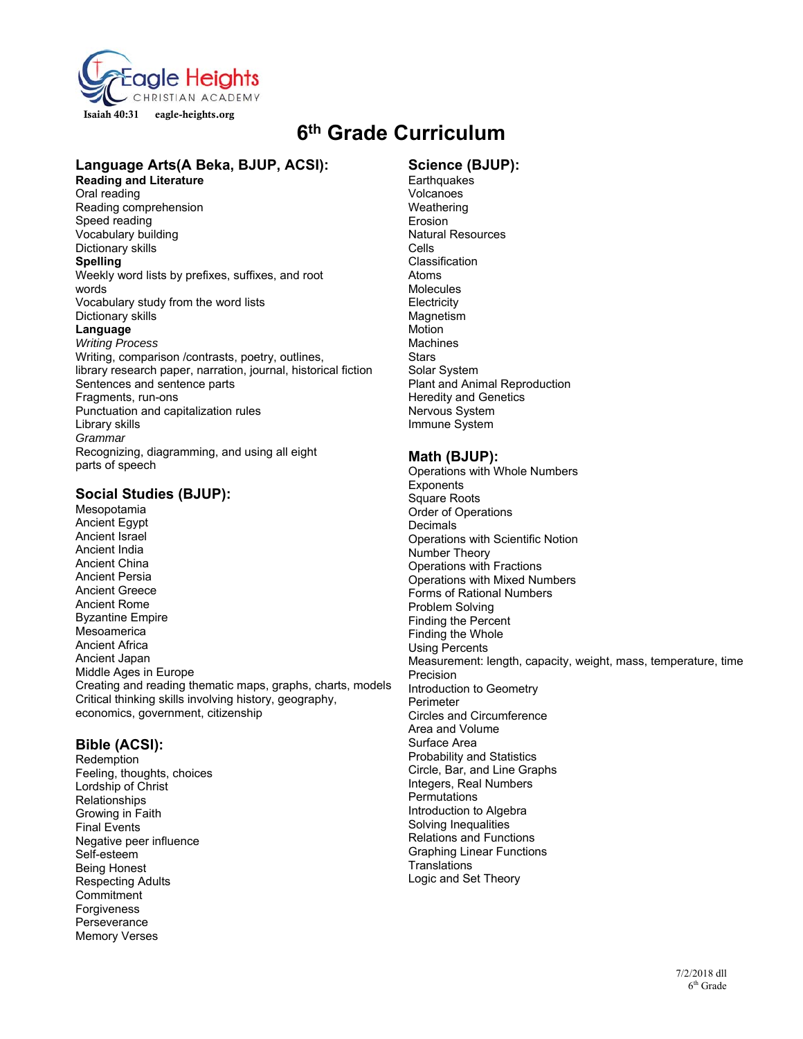Isaiah 40:31 eagle-heights.org

# 6th Grade Curriculum

## Language Arts(A Beka, BJUP, ACSI):

**Reading and Literature**

Oral reading
Reading comprehension
Speed reading
Vocabulary building
Dictionary skills

**Spelling**

Weekly word lists by prefixes, suffixes, and root words
Vocabulary study from the word lists
Dictionary skills

**Language**

*Writing Process*

Writing, comparison /contrasts, poetry, outlines, library research paper, narration, journal, historical fiction
Sentences and sentence parts
Fragments, run-ons
Punctuation and capitalization rules
Library skills

*Grammar*

Recognizing, diagramming, and using all eight parts of speech

## Social Studies (BJUP):

Mesopotamia
Ancient Egypt
Ancient Israel
Ancient India
Ancient China
Ancient Persia
Ancient Greece
Ancient Rome
Byzantine Empire
Mesoamerica
Ancient Africa
Ancient Japan
Middle Ages in Europe
Creating and reading thematic maps, graphs, charts, models
Critical thinking skills involving history, geography, economics, government, citizenship

## Bible (ACSI):

Redemption
Feeling, thoughts, choices
Lordship of Christ
Relationships
Growing in Faith
Final Events
Negative peer influence
Self-esteem
Being Honest
Respecting Adults
Commitment
Forgiveness
Perseverance
Memory Verses

## Science (BJUP):

Earthquakes
Volcanoes
Weathering
Erosion
Natural Resources
Cells
Classification
Atoms
Molecules
Electricity
Magnetism
Motion
Machines
Stars
Solar System
Plant and Animal Reproduction
Heredity and Genetics
Nervous System
Immune System

## Math (BJUP):

Operations with Whole Numbers
Exponents
Square Roots
Order of Operations
Decimals
Operations with Scientific Notion
Number Theory
Operations with Fractions
Operations with Mixed Numbers
Forms of Rational Numbers
Problem Solving
Finding the Percent
Finding the Whole
Using Percents
Measurement: length, capacity, weight, mass, temperature, time
Precision
Introduction to Geometry
Perimeter
Circles and Circumference
Area and Volume
Surface Area
Probability and Statistics
Circle, Bar, and Line Graphs
Integers, Real Numbers
Permutations
Introduction to Algebra
Solving Inequalities
Relations and Functions
Graphing Linear Functions
Translations
Logic and Set Theory

7/2/2018 dll
6th Grade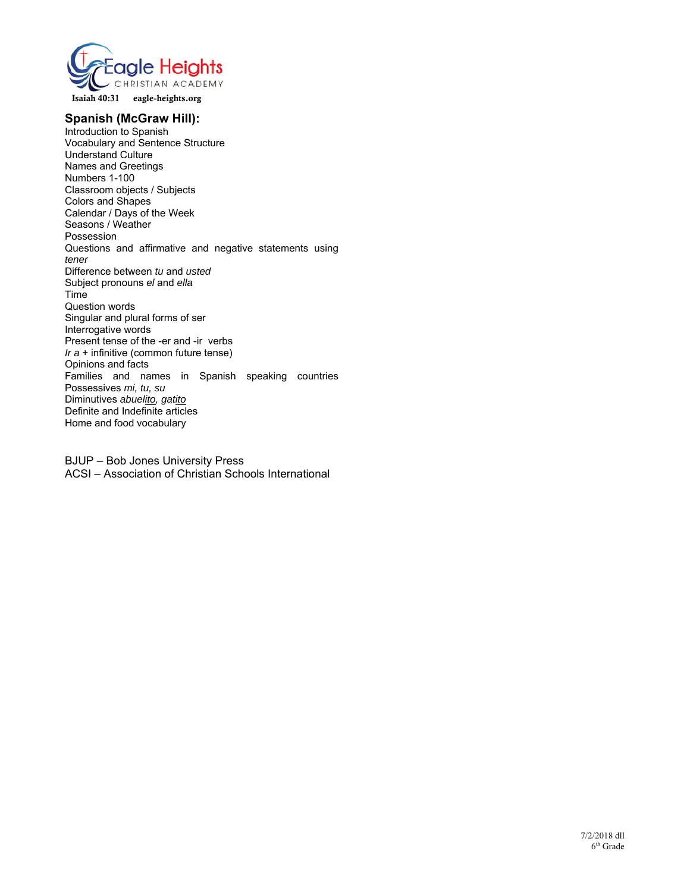Isaiah 40:31 eagle-heights.org

## Spanish (McGraw Hill):

Introduction to Spanish
Vocabulary and Sentence Structure
Understand Culture
Names and Greetings
Numbers 1-100
Classroom objects / Subjects
Colors and Shapes
Calendar / Days of the Week
Seasons / Weather
Possession
Questions and affirmative and negative statements using *tener*
Difference between *tu* and *usted*
Subject pronouns *el* and *ella*
Time
Question words
Singular and plural forms of ser
Interrogative words
Present tense of the -er and -ir verbs
*Ir a* + infinitive (common future tense)
Opinions and facts
Families and names in Spanish speaking countries
Possessives *mi, tu, su*
Diminutives *abuelito, gatito*
Definite and Indefinite articles
Home and food vocabulary

BJUP – Bob Jones University Press
ACSI – Association of Christian Schools International